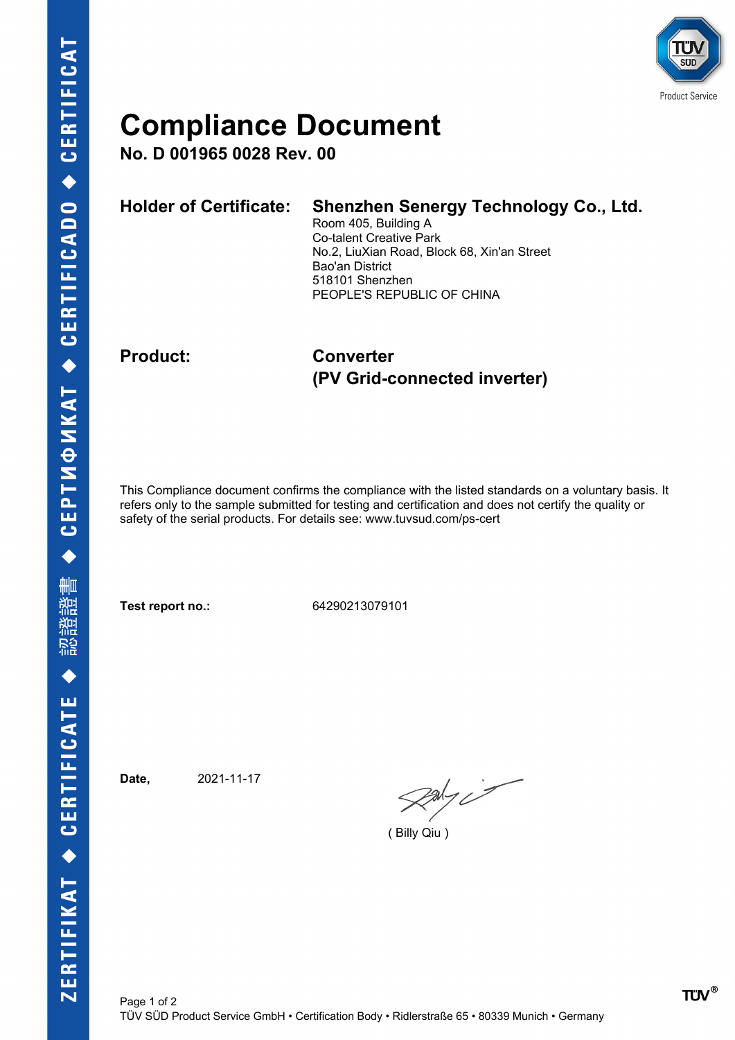# Compliance Document

**No. D 001965 0028 Rev. 00**

**Holder of Certificate:** **Shenzhen Senergy Technology Co., Ltd.**
Room 405, Building A
Co-talent Creative Park
No.2, LiuXian Road, Block 68, Xin'an Street
Bao'an District
518101 Shenzhen
PEOPLE'S REPUBLIC OF CHINA

**Product:** **Converter**
**(PV Grid-connected inverter)**

This Compliance document confirms the compliance with the listed standards on a voluntary basis. It refers only to the sample submitted for testing and certification and does not certify the quality or safety of the serial products. For details see: www.tuvsud.com/ps-cert

**Test report no.:** 64290213079101

**Date,** 2021-11-17

( Billy Qiu )

TÜV SÜD Product Service GmbH • Certification Body • Ridlerstraße 65 • 80339 Munich • Germany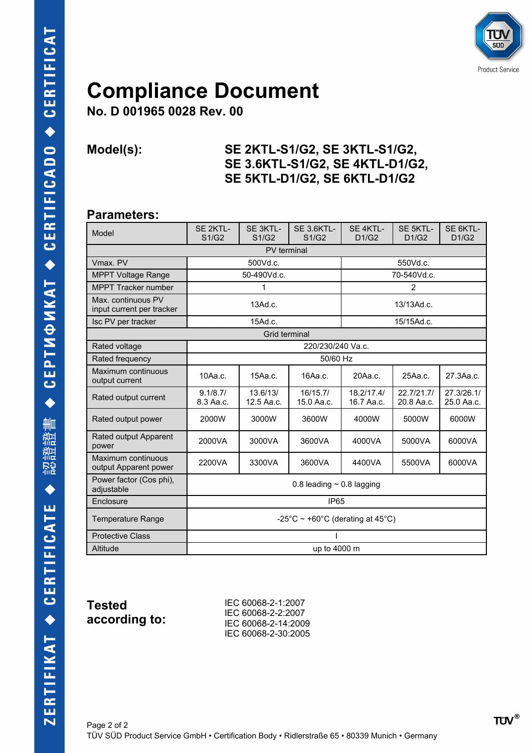# Compliance Document

**No. D 001965 0028 Rev. 00**

**Model(s):** **SE 2KTL-S1/G2, SE 3KTL-S1/G2, SE 3.6KTL-S1/G2, SE 4KTL-D1/G2, SE 5KTL-D1/G2, SE 6KTL-D1/G2**

## Parameters:

| Model | SE 2KTL-S1/G2 | SE 3KTL-S1/G2 | SE 3.6KTL-S1/G2 | SE 4KTL-D1/G2 | SE 5KTL-D1/G2 | SE 6KTL-D1/G2 |
|---|---|---|---|---|---|---|
| PV terminal | | | | | | |
| Vmax. PV | 500Vd.c. | | | 550Vd.c. | | |
| MPPT Voltage Range | 50-490Vd.c. | | | 70-540Vd.c. | | |
| MPPT Tracker number | 1 | | | 2 | | |
| Max. continuous PV input current per tracker | 13Ad.c. | | | 13/13Ad.c. | | |
| Isc PV per tracker | 15Ad.c. | | | 15/15Ad.c. | | |
| Grid terminal | | | | | | |
| Rated voltage | 220/230/240 Va.c. | | | | | |
| Rated frequency | 50/60 Hz | | | | | |
| Maximum continuous output current | 10Aa.c. | 15Aa.c. | 16Aa.c. | 20Aa.c. | 25Aa.c. | 27.3Aa.c. |
| Rated output current | 9.1/8.7/ 8.3 Aa.c. | 13.6/13/ 12.5 Aa.c. | 16/15.7/ 15.0 Aa.c. | 18.2/17.4/ 16.7 Aa.c. | 22.7/21.7/ 20.8 Aa.c. | 27.3/26.1/ 25.0 Aa.c. |
| Rated output power | 2000W | 3000W | 3600W | 4000W | 5000W | 6000W |
| Rated output Apparent power | 2000VA | 3000VA | 3600VA | 4000VA | 5000VA | 6000VA |
| Maximum continuous output Apparent power | 2200VA | 3300VA | 3600VA | 4400VA | 5500VA | 6000VA |
| Power factor (Cos phi), adjustable | 0.8 leading ~ 0.8 lagging | | | | | |
| Enclosure | IP65 | | | | | |
| Temperature Range | -25°C ~ +60°C (derating at 45°C) | | | | | |
| Protective Class | I | | | | | |
| Altitude | up to 4000 m | | | | | |

**Tested according to:**

IEC 60068-2-1:2007
IEC 60068-2-2:2007
IEC 60068-2-14:2009
IEC 60068-2-30:2005

TÜV SÜD Product Service GmbH • Certification Body • Ridlerstraße 65 • 80339 Munich • Germany